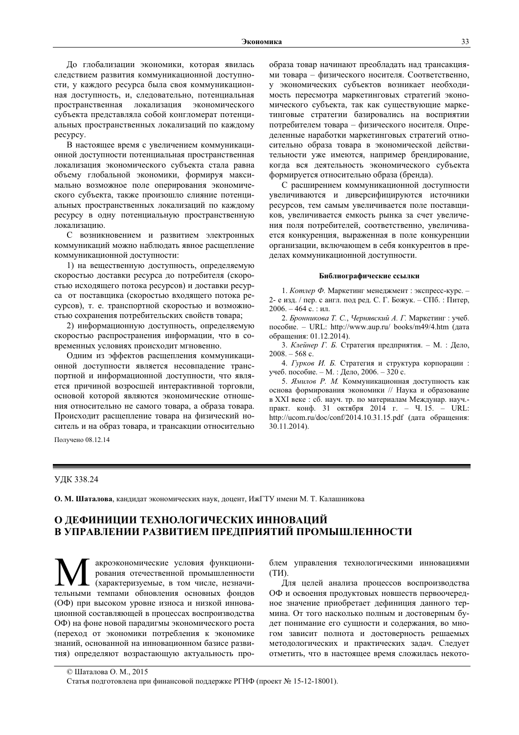До глобализации экономики, которая явилась следствием развития коммуникационной доступности, у каждого ресурса была своя коммуникационная доступность, и, следовательно, потенциальная пространственная локализация экономического субъекта представляла собой конгломерат потенциальных пространственных локализаций по каждому ресурсу.

В настоящее время с увеличением коммуникационной доступности потенциальная пространственная локализация экономического субъекта стала равна объему глобальной экономики, формируя максимально возможное поле оперирования экономического субъекта, также произошло слияние потенциальных пространственных локализаций по каждому ресурсу в одну потенциальную пространственную локализацию.

С возникновением и развитием электронных коммуникаций можно наблюдать явное расщепление коммуникационной доступности:

1) на вещественную доступность, определяемую скоростью доставки ресурса до потребителя (скоростью исходящего потока ресурсов) и доставки ресурса от поставщика (скоростью входящего потока ресурсов), т. е. транспортной скоростью и возможностью сохранения потребительских свойств товара;

2) информационную доступность, определяемую скоростью распространения информации, что в современных условиях происходит мгновенно.

Одним из эффектов расщепления коммуникационной доступности является несовпадение транспортной и информационной доступности, что является причиной возросшей интерактивной торговли, основой которой являются экономические отношения относительно не самого товара, а образа товара. Происходит расщепление товара на физический носитель и на образ товара, и трансакции относительно образа товар начинают преобладать над трансакциями товара – физического носителя. Соответственно, у экономических субъектов возникает необходимость пересмотра маркетинговых стратегий экономического субъекта, так как существующие маркетинговые стратегии базировались на восприятии потребителем товара – физического носителя. Определенные наработки маркетинговых стратегий относительно образа товара в экономической действительности уже имеются, например брендирование, когда вся деятельность экономического субъекта формируется относительно образа (бренда).

С расширением коммуникационной доступности увеличиваются и диверсифицируются источники ресурсов, тем самым увеличивается поле поставщиков, увеличивается емкость рынка за счет увеличения поля потребителей, соответственно, увеличивается конкуренция, выраженная в поле конкуренции организации, включающем в себя конкурентов в пределах коммуникационной доступности.

Получено 08.12.14

#### Библиографические ссылки

1. *Котлер Ф.* Маркетинг менеджмент : экспресс-курс. – 2- е изд. / пер. с англ. под ред. С. Г. Божук. – СПб. : Питер, 2006. – 464 с. : ил.
2. *Бронникова Т. С.*, *Чернявский А. Г.* Маркетинг : учеб. пособие. – URL: http://www.aup.ru/ books/m49/4.htm (дата обращения: 01.12.2014).
3. *Клейнер Г. Б.* Стратегия предприятия. – М. : Дело, 2008. – 568 с.
4. *Гурков И. Б.* Стратегия и структура корпорации : учеб. пособие. – М. : Дело, 2006. – 320 с.
5. *Ямилов Р. М.* Коммуникационная доступность как основа формирования экономики // Наука и образование в XXI веке : сб. науч. тр. по материалам Междунар. науч.-практ. конф. 31 октября 2014 г. – Ч. 15. – URL: http://ucom.ru/doc/conf/2014.10.31.15.pdf (дата обращения: 30.11.2014).

---

УДК 338.24

**О. М. Шаталова**, кандидат экономических наук, доцент, ИжГТУ имени М. Т. Калашникова

# О ДЕФИНИЦИИ ТЕХНОЛОГИЧЕСКИХ ИННОВАЦИЙ В УПРАВЛЕНИИ РАЗВИТИЕМ ПРЕДПРИЯТИЙ ПРОМЫШЛЕННОСТИ

Макроэкономические условия функционирования отечественной промышленности (характеризуемые, в том числе, незначительными темпами обновления основных фондов (ОФ) при высоком уровне износа и низкой инновационной составляющей в процессах воспроизводства ОФ) на фоне новой парадигмы экономического роста (переход от экономики потребления к экономике знаний, основанной на инновационном базисе развития) определяют возрастающую актуальность проблем управления технологическими инновациями (ТИ).

Для целей анализа процессов воспроизводства ОФ и освоения продуктовых новшеств первоочередное значение приобретает дефиниция данного термина. От того насколько полным и достоверным будет понимание его сущности и содержания, во многом зависит полнота и достоверность решаемых методологических и практических задач. Следует отметить, что в настоящее время сложилась некото-

---

© Шаталова О. М., 2015

Статья подготовлена при финансовой поддержке РГНФ (проект № 15-12-18001).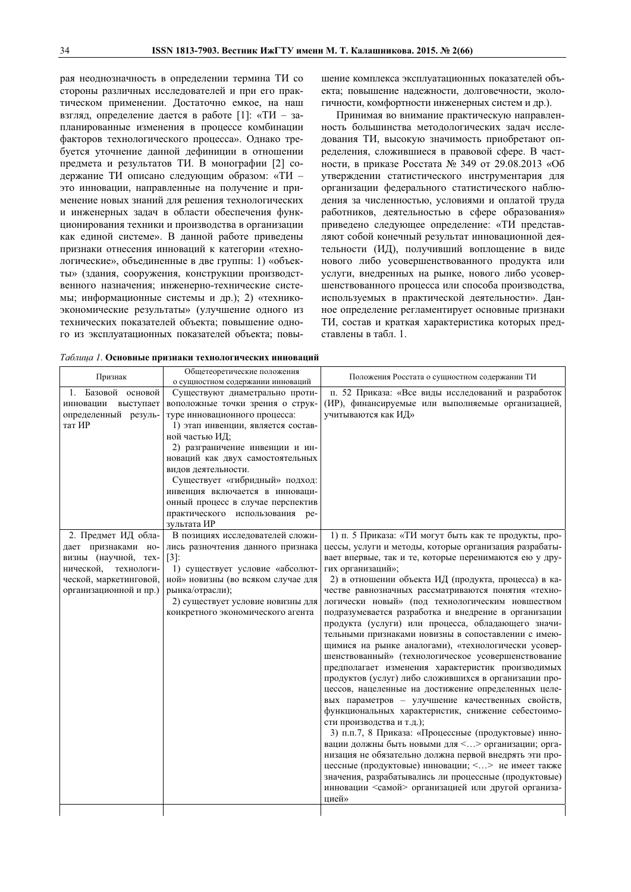рая неоднозначность в определении термина ТИ со стороны различных исследователей и при его практическом применении. Достаточно емкое, на наш взгляд, определение дается в работе [1]: «ТИ – запланированные изменения в процессе комбинации факторов технологического процесса». Однако требуется уточнение данной дефиниции в отношении предмета и результатов ТИ. В монографии [2] содержание ТИ описано следующим образом: «ТИ – это инновации, направленные на получение и применение новых знаний для решения технологических и инженерных задач в области обеспечения функционирования техники и производства в организации как единой системе». В данной работе приведены признаки отнесения инноваций к категории «технологические», объединенные в две группы: 1) «объекты» (здания, сооружения, конструкции производственного назначения; инженерно-технические системы; информационные системы и др.); 2) «технико-экономические результаты» (улучшение одного из технических показателей объекта; повышение одного из эксплуатационных показателей объекта; повышение комплекса эксплуатационных показателей объекта; повышение надежности, долговечности, экологичности, комфортности инженерных систем и др.).

Принимая во внимание практическую направленность большинства методологических задач исследования ТИ, высокую значимость приобретают определения, сложившиеся в правовой сфере. В частности, в приказе Росстата № 349 от 29.08.2013 «Об утверждении статистического инструментария для организации федерального статистического наблюдения за численностью, условиями и оплатой труда работников, деятельностью в сфере образования» приведено следующее определение: «ТИ представляют собой конечный результат инновационной деятельности (ИД), получивший воплощение в виде нового либо усовершенствованного продукта или услуги, внедренных на рынке, нового либо усовершенствованного процесса или способа производства, используемых в практической деятельности». Данное определение регламентирует основные признаки ТИ, состав и краткая характеристика которых представлены в табл. 1.

*Таблица 1.* **Основные признаки технологических инноваций**

| Признак | Общетеоретические положения о сущностном содержании инноваций | Положения Росстата о сущностном содержании ТИ |
|---|---|---|
| 1. Базовой основой инновации выступает определенный результат ИР | Существуют диаметрально противоположные точки зрения о структуре инновационного процесса:<br>1) этап инвенции, является составной частью ИД;<br>2) разграничение инвенции и инноваций как двух самостоятельных видов деятельности.<br>Существует «гибридный» подход: инвенция включается в инновационный процесс в случае перспектив практического использования результата ИР | п. 52 Приказа: «Все виды исследований и разработок (ИР), финансируемые или выполняемые организацией, учитываются как ИД» |
| 2. Предмет ИД обладает признаками новизны (научной, технической, технологической, маркетинговой, организационной и пр.) | В позициях исследователей сложились разночтения данного признака [3]:<br>1) существует условие «абсолютной» новизны (во всяком случае для рынка/отрасли);<br>2) существует условие новизны для конкретного экономического агента | 1) п. 5 Приказа: «ТИ могут быть как те продукты, процессы, услуги и методы, которые организация разрабатывает впервые, так и те, которые перенимаются ею у других организаций»;<br>2) в отношении объекта ИД (продукта, процесса) в качестве равнозначных рассматриваются понятия «технологически новый» (под технологическим новшеством подразумевается разработка и внедрение в организации продукта (услуги) или процесса, обладающего значительными признаками новизны в сопоставлении с имеющимися на рынке аналогами), «технологически усовершенствованный» (технологическое усовершенствование предполагает изменения характеристик производимых продуктов (услуг) либо сложившихся в организации процессов, нацеленные на достижение определенных целевых параметров – улучшение качественных свойств, функциональных характеристик, снижение себестоимости производства и т.д.);<br>3) п.п.7, 8 Приказа: «Процессные (продуктовые) инновации должны быть новыми для <…> организации; организация не обязательно должна первой внедрять эти процессные (продуктовые) инновации; <…> не имеет также значения, разрабатывались ли процессные (продуктовые) инновации <самой> организацией или другой организацией» |
| | | |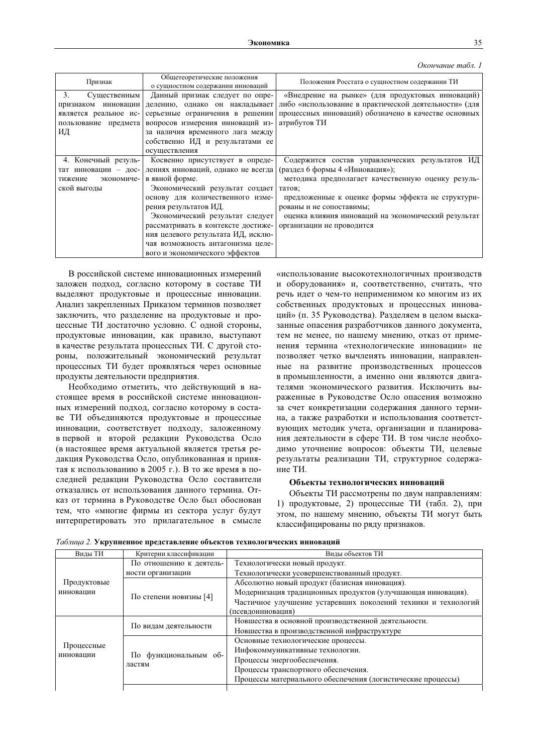*Окончание табл. 1*

| Признак | Общетеоретические положения о сущностном содержании инноваций | Положения Росстата о сущностном содержании ТИ |
|---|---|---|
| 3. Существенным признаком инновации является реальное использование предмета ИД | Данный признак следует по определению, однако он накладывает серьезные ограничения в решении вопросов измерения инноваций из-за наличия временного лага между собственно ИД и результатами ее осуществления | «Внедрение на рынке» (для продуктовых инноваций) либо «использование в практической деятельности» (для процессных инноваций) обозначено в качестве основных атрибутов ТИ |
| 4. Конечный результат инновации – достижение экономической выгоды | Косвенно присутствует в определениях инноваций, однако не всегда в явной форме. Экономический результат создает основу для количественного измерения результатов ИД. Экономический результат следует рассматривать в контексте достижения целевого результата ИД, исключая возможность антагонизма целевого и экономического эффектов | Содержится состав управленческих результатов ИД (раздел 6 формы 4 «Инновация»); методика предполагает качественную оценку результатов; предложенные к оценке формы эффекта не структурированы и не сопоставимы; оценка влияния инноваций на экономический результат организации не проводится |

В российской системе инновационных измерений заложен подход, согласно которому в составе ТИ выделяют продуктовые и процессные инновации. Анализ закрепленных Приказом терминов позволяет заключить, что разделение на продуктовые и процессные ТИ достаточно условно. С одной стороны, продуктовые инновации, как правило, выступают в качестве результата процессных ТИ. С другой стороны, положительный экономический результат процессных ТИ будет проявляться через основные продукты деятельности предприятия.

Необходимо отметить, что действующий в настоящее время в российской системе инновационных измерений подход, согласно которому в составе ТИ объединяются продуктовые и процессные инновации, соответствует подходу, заложенному в первой и второй редакции Руководства Осло (в настоящее время актуальной является третья редакция Руководства Осло, опубликованная и принятая к использованию в 2005 г.). В то же время в последней редакции Руководства Осло составители отказались от использования данного термина. Отказ от термина в Руководстве Осло был обоснован тем, что «многие фирмы из сектора услуг будут интерпретировать это прилагательное в смысле «использование высокотехнологичных производств и оборудования» и, соответственно, считать, что речь идет о чем-то неприменимом ко многим из их собственных продуктовых и процессных инноваций» (п. 35 Руководства). Разделяем в целом высказанные опасения разработчиков данного документа, тем не менее, по нашему мнению, отказ от применения термина «технологические инновации» не позволяет четко вычленять инновации, направленные на развитие производственных процессов в промышленности, а именно они являются двигателями экономического развития. Исключить выраженные в Руководстве Осло опасения возможно за счет конкретизации содержания данного термина, а также разработки и использования соответствующих методик учета, организации и планирования деятельности в сфере ТИ. В том числе необходимо уточнение вопросов: объекты ТИ, целевые результаты реализации ТИ, структурное содержание ТИ.

### Объекты технологических инноваций

Объекты ТИ рассмотрены по двум направлениям: 1) продуктовые, 2) процессные ТИ (табл. 2), при этом, по нашему мнению, объекты ТИ могут быть классифицированы по ряду признаков.

*Таблица 2.* **Укрупненное представление объектов технологических инноваций**

| Виды ТИ | Критерии классификации | Виды объектов ТИ |
|---|---|---|
| Продуктовые инновации | По отношению к деятельности организации | Технологически новый продукт. Технологически усовершенствованный продукт. |
| | По степени новизны [4] | Абсолютно новый продукт (базисная инновация). Модернизация традиционных продуктов (улучшающая инновация). Частичное улучшение устаревших поколений техники и технологий (псевдоинновация) |
| Процессные инновации | По видам деятельности | Новшества в основной производственной деятельности. Новшества в производственной инфраструктуре |
| | По функциональным областям | Основные технологические процессы. Инфокоммуникативные технологии. Процессы энергообеспечения. Процессы транспортного обеспечения. Процессы материального обеспечения (логистические процессы) |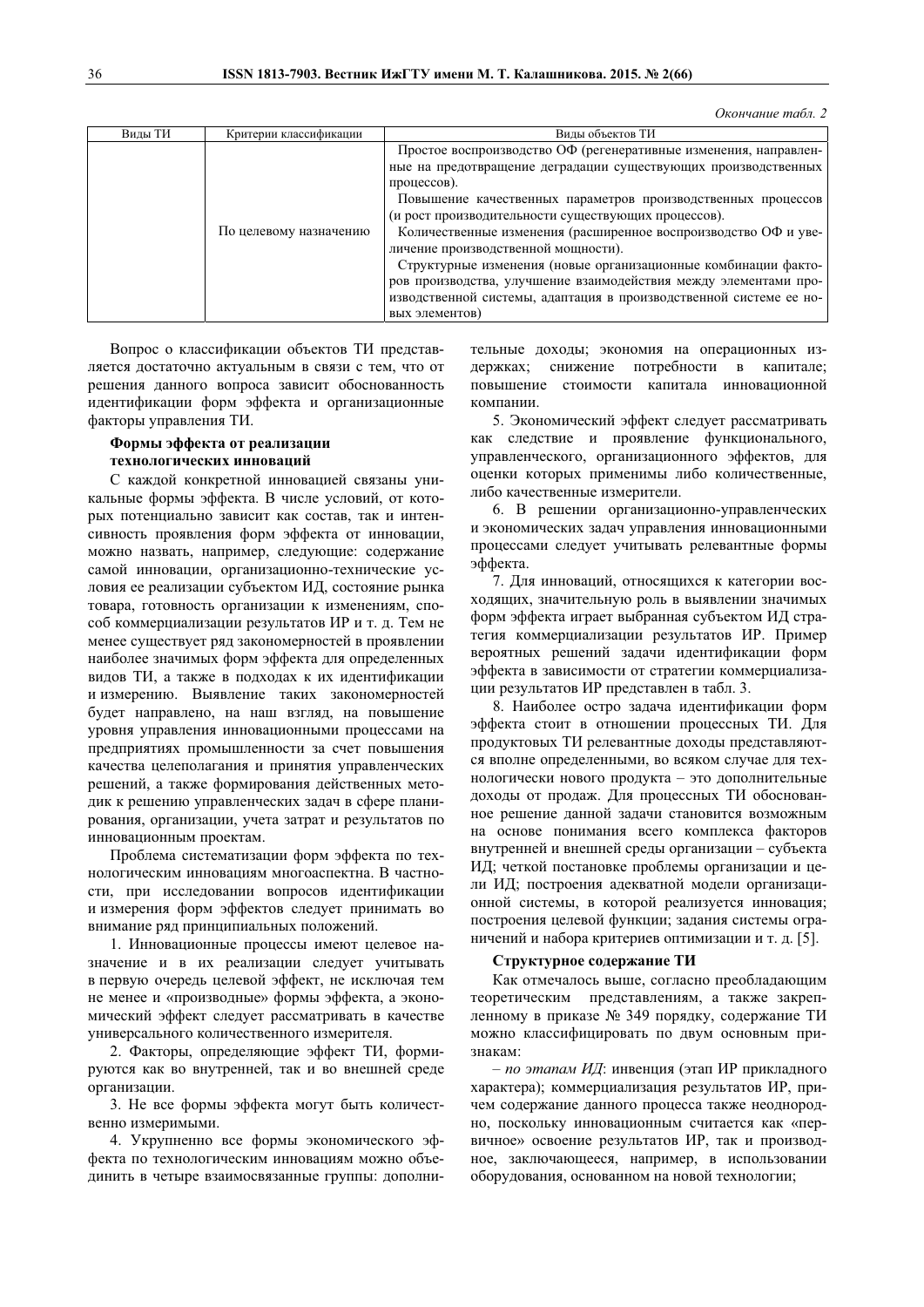*Окончание табл. 2*

| Виды ТИ | Критерии классификации | Виды объектов ТИ |
|---|---|---|
| | По целевому назначению | Простое воспроизводство ОФ (регенеративные изменения, направленные на предотвращение деградации существующих производственных процессов). Повышение качественных параметров производственных процессов (и рост производительности существующих процессов). Количественные изменения (расширенное воспроизводство ОФ и увеличение производственной мощности). Структурные изменения (новые организационные комбинации факторов производства, улучшение взаимодействия между элементами производственной системы, адаптация в производственной системе ее новых элементов) |

Вопрос о классификации объектов ТИ представляется достаточно актуальным в связи с тем, что от решения данного вопроса зависит обоснованность идентификации форм эффекта и организационные факторы управления ТИ.

**Формы эффекта от реализации технологических инноваций**

С каждой конкретной инновацией связаны уникальные формы эффекта. В числе условий, от которых потенциально зависит как состав, так и интенсивность проявления форм эффекта от инновации, можно назвать, например, следующие: содержание самой инновации, организационно-технические условия ее реализации субъектом ИД, состояние рынка товара, готовность организации к изменениям, способ коммерциализации результатов ИР и т. д. Тем не менее существует ряд закономерностей в проявлении наиболее значимых форм эффекта для определенных видов ТИ, а также в подходах к их идентификации и измерению. Выявление таких закономерностей будет направлено, на наш взгляд, на повышение уровня управления инновационными процессами на предприятиях промышленности за счет повышения качества целеполагания и принятия управленческих решений, а также формирования действенных методик к решению управленческих задач в сфере планирования, организации, учета затрат и результатов по инновационным проектам.

Проблема систематизации форм эффекта по технологическим инновациям многоаспектна. В частности, при исследовании вопросов идентификации и измерения форм эффектов следует принимать во внимание ряд принципиальных положений.

1. Инновационные процессы имеют целевое назначение и в их реализации следует учитывать в первую очередь целевой эффект, не исключая тем не менее и «производные» формы эффекта, а экономический эффект следует рассматривать в качестве универсального количественного измерителя.

2. Факторы, определяющие эффект ТИ, формируются как во внутренней, так и во внешней среде организации.

3. Не все формы эффекта могут быть количественно измеримыми.

4. Укрупненно все формы экономического эффекта по технологическим инновациям можно объединить в четыре взаимосвязанные группы: дополнительные доходы; экономия на операционных издержках; снижение потребности в капитале; повышение стоимости капитала инновационной компании.

5. Экономический эффект следует рассматривать как следствие и проявление функционального, управленческого, организационного эффектов, для оценки которых применимы либо количественные, либо качественные измерители.

6. В решении организационно-управленческих и экономических задач управления инновационными процессами следует учитывать релевантные формы эффекта.

7. Для инноваций, относящихся к категории восходящих, значительную роль в выявлении значимых форм эффекта играет выбранная субъектом ИД стратегия коммерциализации результатов ИР. Пример вероятных решений задачи идентификации форм эффекта в зависимости от стратегии коммерциализации результатов ИР представлен в табл. 3.

8. Наиболее остро задача идентификации форм эффекта стоит в отношении процессных ТИ. Для продуктовых ТИ релевантные доходы представляются вполне определенными, во всяком случае для технологически нового продукта – это дополнительные доходы от продаж. Для процессных ТИ обоснованное решение данной задачи становится возможным на основе понимания всего комплекса факторов внутренней и внешней среды организации – субъекта ИД; четкой постановке проблемы организации и цели ИД; построения адекватной модели организационной системы, в которой реализуется инновация; построения целевой функции; задания системы ограничений и набора критериев оптимизации и т. д. [5].

**Структурное содержание ТИ**

Как отмечалось выше, согласно преобладающим теоретическим представлениям, а также закрепленному в приказе № 349 порядку, содержание ТИ можно классифицировать по двум основным признакам:

– *по этапам ИД*: инвенция (этап ИР прикладного характера); коммерциализация результатов ИР, причем содержание данного процесса также неоднородно, поскольку инновационным считается как «первичное» освоение результатов ИР, так и производное, заключающееся, например, в использовании оборудования, основанном на новой технологии;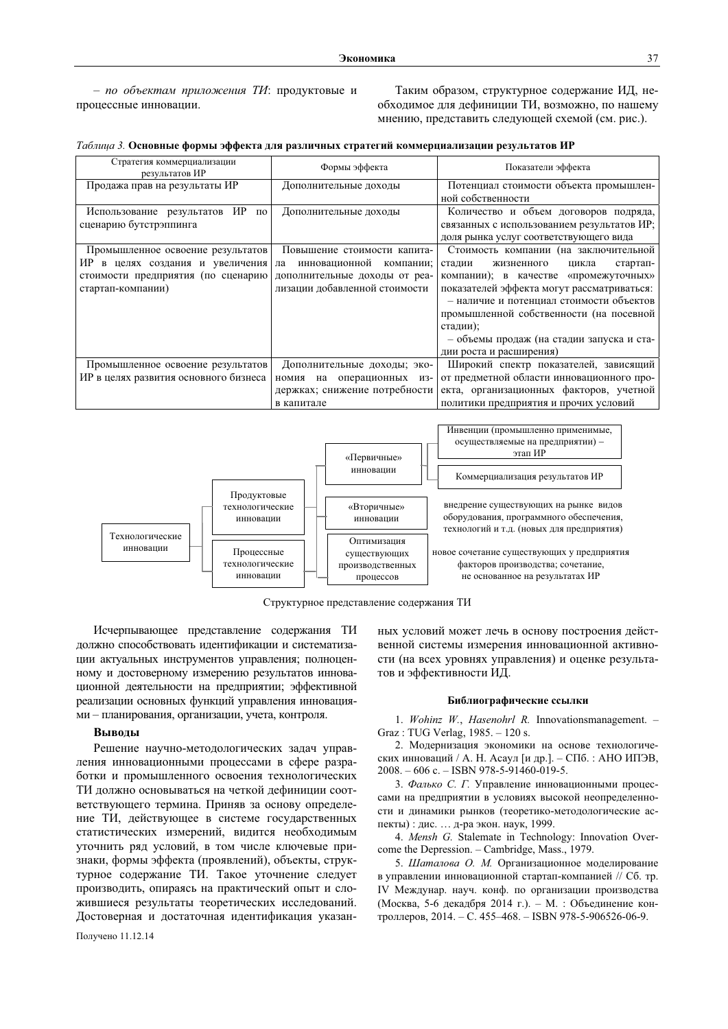– *по объектам приложения ТИ*: продуктовые и процессные инновации.

Таким образом, структурное содержание ИД, необходимое для дефиниции ТИ, возможно, по нашему мнению, представить следующей схемой (см. рис.).

*Таблица 3.* **Основные формы эффекта для различных стратегий коммерциализации результатов ИР**

| Стратегия коммерциализации результатов ИР | Формы эффекта | Показатели эффекта |
|---|---|---|
| Продажа прав на результаты ИР | Дополнительные доходы | Потенциал стоимости объекта промышленной собственности |
| Использование результатов ИР по сценарию бутстрэппинга | Дополнительные доходы | Количество и объем договоров подряда, связанных с использованием результатов ИР; доля рынка услуг соответствующего вида |
| Промышленное освоение результатов ИР в целях создания и увеличения стоимости предприятия (по сценарию стартап-компании) | Повышение стоимости капитала инновационной компании; дополнительные доходы от реализации добавленной стоимости | Стоимость компании (на заключительной стадии жизненного цикла стартап-компании); в качестве «промежуточных» показателей эффекта могут рассматриваться:<br>– наличие и потенциал стоимости объектов промышленной собственности (на посевной стадии);<br>– объемы продаж (на стадии запуска и стадии роста и расширения) |
| Промышленное освоение результатов ИР в целях развития основного бизнеса | Дополнительные доходы; экономия на операционных издержках; снижение потребности в капитале | Широкий спектр показателей, зависящий от предметной области инновационного проекта, организационных факторов, учетной политики предприятия и прочих условий |

Технологические инновации

Продуктовые технологические инновации

Процессные технологические инновации

«Первичные» инновации

«Вторичные» инновации

Оптимизация существующих производственных процессов

Инвенции (промышленно применимые, осуществляемые на предприятии) – этап ИР

Коммерциализация результатов ИР

внедрение существующих на рынке видов оборудования, программного обеспечения, технологий и т.д. (новых для предприятия)

новое сочетание существующих у предприятия факторов производства; сочетание, не основанное на результатах ИР

Структурное представление содержания ТИ

Исчерпывающее представление содержания ТИ должно способствовать идентификации и систематизации актуальных инструментов управления; полноценному и достоверному измерению результатов инновационной деятельности на предприятии; эффективной реализации основных функций управления инновациями – планирования, организации, учета, контроля.

## Выводы

Решение научно-методологических задач управления инновационными процессами в сфере разработки и промышленного освоения технологических ТИ должно основываться на четкой дефиниции соответствующего термина. Приняв за основу определение ТИ, действующее в системе государственных статистических измерений, видится необходимым уточнить ряд условий, в том числе ключевые признаки, формы эффекта (проявлений), объекты, структурное содержание ТИ. Такое уточнение следует производить, опираясь на практический опыт и сложившиеся результаты теоретических исследований. Достоверная и достаточная идентификация указанных условий может лечь в основу построения действенной системы измерения инновационной активности (на всех уровнях управления) и оценке результатов и эффективности ИД.

Получено 11.12.14

### Библиографические ссылки

1. *Wohinz W.*, *Hasenohrl R.* Innovationsmanagement. – Graz : TUG Verlag, 1985. – 120 s.
2. Модернизация экономики на основе технологических инноваций / А. Н. Асаул [и др.]. – СПб. : АНО ИПЭВ, 2008. – 606 с. – ISBN 978-5-91460-019-5.
3. *Фалько С. Г.* Управление инновационными процессами на предприятии в условиях высокой неопределенности и динамики рынков (теоретико-методологические аспекты) : дис. … д-ра экон. наук, 1999.
4. *Mensh G.* Stalemate in Technology: Innovation Overcome the Depression. – Cambridge, Mass., 1979.
5. *Шаталова О. М.* Организационное моделирование в управлении инновационной стартап-компанией // Сб. тр. IV Междунар. науч. конф. по организации производства (Москва, 5-6 декабря 2014 г.). – М. : Объединение контроллеров, 2014. – С. 455–468. – ISBN 978-5-906526-06-9.